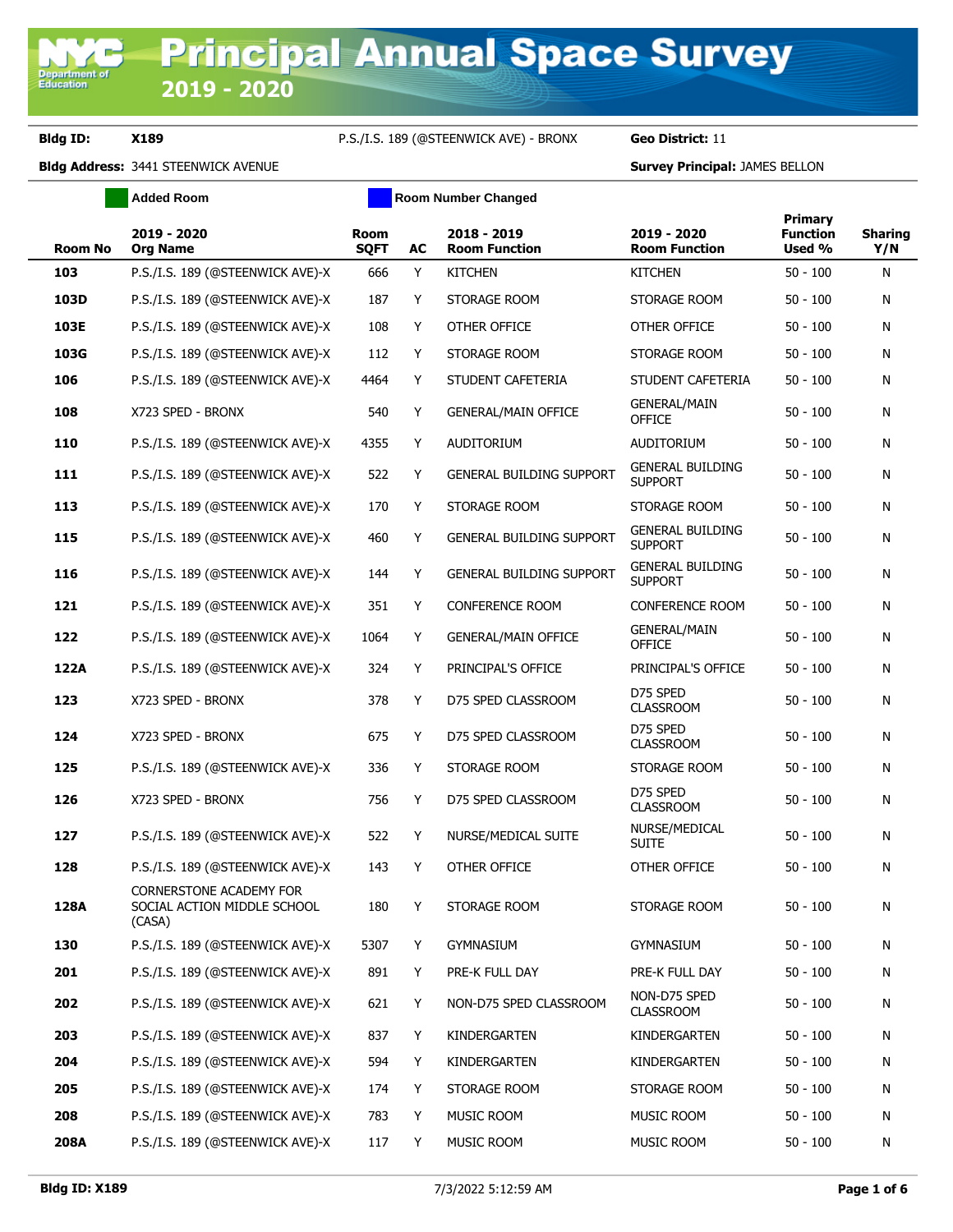# Principal Annual Space Survey 2019 - 2020

**Bldg ID:** X189 P.S./I.S. 189 (@STEENWICK AVE) - BRONX **Geo District:** 11

**Bldg Address:** 3441 STEENWICK AVENUE **Survey Principal:** JAMES BELLON

Added Room | Room Number Changed

| Room No | 2019 - 2020 Org Name | Room SQFT | AC | 2018 - 2019 Room Function | 2019 - 2020 Room Function | Primary Function Used % | Sharing Y/N |
|---|---|---|---|---|---|---|---|
| 103 | P.S./I.S. 189 (@STEENWICK AVE)-X | 666 | Y | KITCHEN | KITCHEN | 50 - 100 | N |
| 103D | P.S./I.S. 189 (@STEENWICK AVE)-X | 187 | Y | STORAGE ROOM | STORAGE ROOM | 50 - 100 | N |
| 103E | P.S./I.S. 189 (@STEENWICK AVE)-X | 108 | Y | OTHER OFFICE | OTHER OFFICE | 50 - 100 | N |
| 103G | P.S./I.S. 189 (@STEENWICK AVE)-X | 112 | Y | STORAGE ROOM | STORAGE ROOM | 50 - 100 | N |
| 106 | P.S./I.S. 189 (@STEENWICK AVE)-X | 4464 | Y | STUDENT CAFETERIA | STUDENT CAFETERIA | 50 - 100 | N |
| 108 | X723 SPED - BRONX | 540 | Y | GENERAL/MAIN OFFICE | GENERAL/MAIN OFFICE | 50 - 100 | N |
| 110 | P.S./I.S. 189 (@STEENWICK AVE)-X | 4355 | Y | AUDITORIUM | AUDITORIUM | 50 - 100 | N |
| 111 | P.S./I.S. 189 (@STEENWICK AVE)-X | 522 | Y | GENERAL BUILDING SUPPORT | GENERAL BUILDING SUPPORT | 50 - 100 | N |
| 113 | P.S./I.S. 189 (@STEENWICK AVE)-X | 170 | Y | STORAGE ROOM | STORAGE ROOM | 50 - 100 | N |
| 115 | P.S./I.S. 189 (@STEENWICK AVE)-X | 460 | Y | GENERAL BUILDING SUPPORT | GENERAL BUILDING SUPPORT | 50 - 100 | N |
| 116 | P.S./I.S. 189 (@STEENWICK AVE)-X | 144 | Y | GENERAL BUILDING SUPPORT | GENERAL BUILDING SUPPORT | 50 - 100 | N |
| 121 | P.S./I.S. 189 (@STEENWICK AVE)-X | 351 | Y | CONFERENCE ROOM | CONFERENCE ROOM | 50 - 100 | N |
| 122 | P.S./I.S. 189 (@STEENWICK AVE)-X | 1064 | Y | GENERAL/MAIN OFFICE | GENERAL/MAIN OFFICE | 50 - 100 | N |
| 122A | P.S./I.S. 189 (@STEENWICK AVE)-X | 324 | Y | PRINCIPAL'S OFFICE | PRINCIPAL'S OFFICE | 50 - 100 | N |
| 123 | X723 SPED - BRONX | 378 | Y | D75 SPED CLASSROOM | D75 SPED CLASSROOM | 50 - 100 | N |
| 124 | X723 SPED - BRONX | 675 | Y | D75 SPED CLASSROOM | D75 SPED CLASSROOM | 50 - 100 | N |
| 125 | P.S./I.S. 189 (@STEENWICK AVE)-X | 336 | Y | STORAGE ROOM | STORAGE ROOM | 50 - 100 | N |
| 126 | X723 SPED - BRONX | 756 | Y | D75 SPED CLASSROOM | D75 SPED CLASSROOM | 50 - 100 | N |
| 127 | P.S./I.S. 189 (@STEENWICK AVE)-X | 522 | Y | NURSE/MEDICAL SUITE | NURSE/MEDICAL SUITE | 50 - 100 | N |
| 128 | P.S./I.S. 189 (@STEENWICK AVE)-X | 143 | Y | OTHER OFFICE | OTHER OFFICE | 50 - 100 | N |
| 128A | CORNERSTONE ACADEMY FOR SOCIAL ACTION MIDDLE SCHOOL (CASA) | 180 | Y | STORAGE ROOM | STORAGE ROOM | 50 - 100 | N |
| 130 | P.S./I.S. 189 (@STEENWICK AVE)-X | 5307 | Y | GYMNASIUM | GYMNASIUM | 50 - 100 | N |
| 201 | P.S./I.S. 189 (@STEENWICK AVE)-X | 891 | Y | PRE-K FULL DAY | PRE-K FULL DAY | 50 - 100 | N |
| 202 | P.S./I.S. 189 (@STEENWICK AVE)-X | 621 | Y | NON-D75 SPED CLASSROOM | NON-D75 SPED CLASSROOM | 50 - 100 | N |
| 203 | P.S./I.S. 189 (@STEENWICK AVE)-X | 837 | Y | KINDERGARTEN | KINDERGARTEN | 50 - 100 | N |
| 204 | P.S./I.S. 189 (@STEENWICK AVE)-X | 594 | Y | KINDERGARTEN | KINDERGARTEN | 50 - 100 | N |
| 205 | P.S./I.S. 189 (@STEENWICK AVE)-X | 174 | Y | STORAGE ROOM | STORAGE ROOM | 50 - 100 | N |
| 208 | P.S./I.S. 189 (@STEENWICK AVE)-X | 783 | Y | MUSIC ROOM | MUSIC ROOM | 50 - 100 | N |
| 208A | P.S./I.S. 189 (@STEENWICK AVE)-X | 117 | Y | MUSIC ROOM | MUSIC ROOM | 50 - 100 | N |

Bldg ID: X189 7/3/2022 5:12:59 AM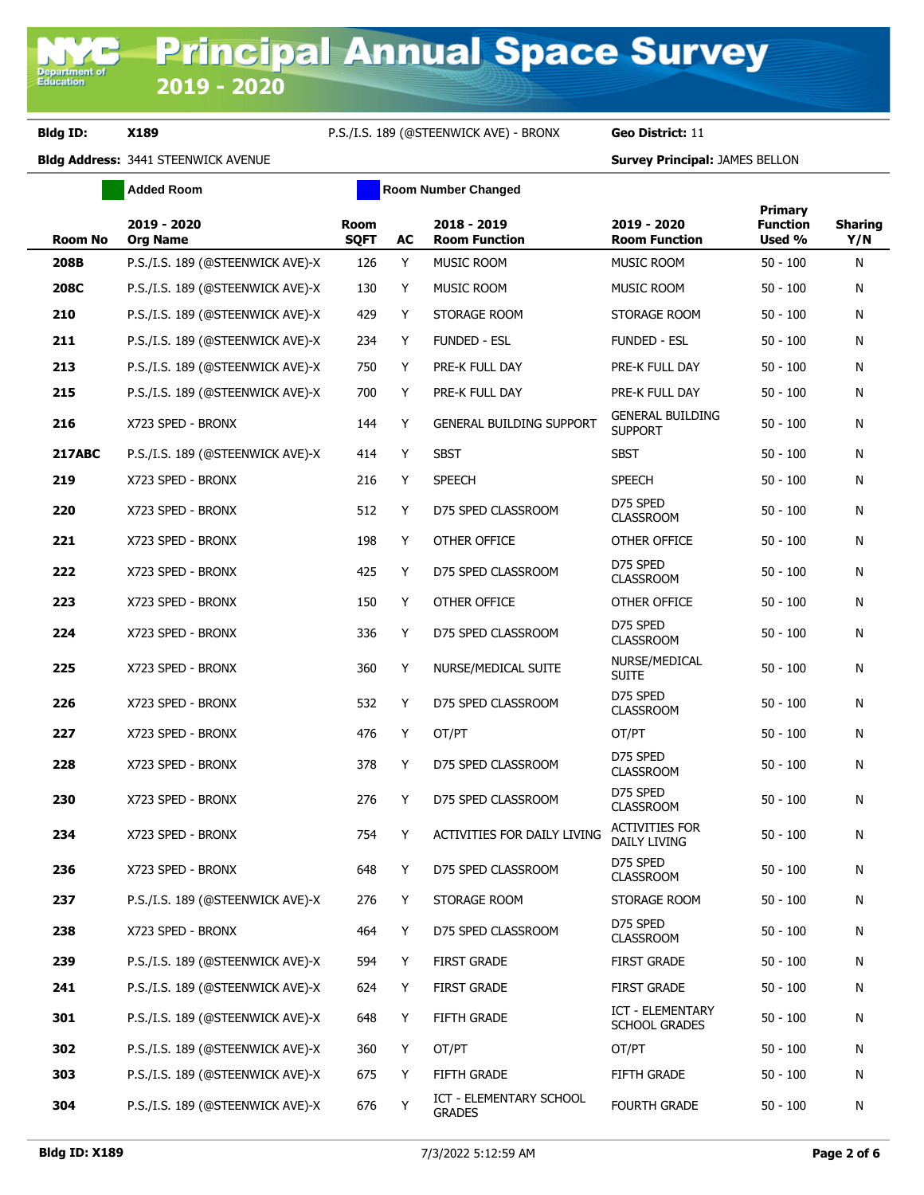# Principal Annual Space Survey 2019 - 2020

**Bldg ID:** X189 P.S./I.S. 189 (@STEENWICK AVE) - BRONX **Geo District:** 11

**Bldg Address:** 3441 STEENWICK AVENUE **Survey Principal:** JAMES BELLON

Added Room | Room Number Changed

| Room No | 2019 - 2020 Org Name | Room SQFT | AC | 2018 - 2019 Room Function | 2019 - 2020 Room Function | Primary Function Used % | Sharing Y/N |
|---|---|---|---|---|---|---|---|
| 208B | P.S./I.S. 189 (@STEENWICK AVE)-X | 126 | Y | MUSIC ROOM | MUSIC ROOM | 50 - 100 | N |
| 208C | P.S./I.S. 189 (@STEENWICK AVE)-X | 130 | Y | MUSIC ROOM | MUSIC ROOM | 50 - 100 | N |
| 210 | P.S./I.S. 189 (@STEENWICK AVE)-X | 429 | Y | STORAGE ROOM | STORAGE ROOM | 50 - 100 | N |
| 211 | P.S./I.S. 189 (@STEENWICK AVE)-X | 234 | Y | FUNDED - ESL | FUNDED - ESL | 50 - 100 | N |
| 213 | P.S./I.S. 189 (@STEENWICK AVE)-X | 750 | Y | PRE-K FULL DAY | PRE-K FULL DAY | 50 - 100 | N |
| 215 | P.S./I.S. 189 (@STEENWICK AVE)-X | 700 | Y | PRE-K FULL DAY | PRE-K FULL DAY | 50 - 100 | N |
| 216 | X723 SPED - BRONX | 144 | Y | GENERAL BUILDING SUPPORT | GENERAL BUILDING SUPPORT | 50 - 100 | N |
| 217ABC | P.S./I.S. 189 (@STEENWICK AVE)-X | 414 | Y | SBST | SBST | 50 - 100 | N |
| 219 | X723 SPED - BRONX | 216 | Y | SPEECH | SPEECH | 50 - 100 | N |
| 220 | X723 SPED - BRONX | 512 | Y | D75 SPED CLASSROOM | D75 SPED CLASSROOM | 50 - 100 | N |
| 221 | X723 SPED - BRONX | 198 | Y | OTHER OFFICE | OTHER OFFICE | 50 - 100 | N |
| 222 | X723 SPED - BRONX | 425 | Y | D75 SPED CLASSROOM | D75 SPED CLASSROOM | 50 - 100 | N |
| 223 | X723 SPED - BRONX | 150 | Y | OTHER OFFICE | OTHER OFFICE | 50 - 100 | N |
| 224 | X723 SPED - BRONX | 336 | Y | D75 SPED CLASSROOM | D75 SPED CLASSROOM | 50 - 100 | N |
| 225 | X723 SPED - BRONX | 360 | Y | NURSE/MEDICAL SUITE | NURSE/MEDICAL SUITE | 50 - 100 | N |
| 226 | X723 SPED - BRONX | 532 | Y | D75 SPED CLASSROOM | D75 SPED CLASSROOM | 50 - 100 | N |
| 227 | X723 SPED - BRONX | 476 | Y | OT/PT | OT/PT | 50 - 100 | N |
| 228 | X723 SPED - BRONX | 378 | Y | D75 SPED CLASSROOM | D75 SPED CLASSROOM | 50 - 100 | N |
| 230 | X723 SPED - BRONX | 276 | Y | D75 SPED CLASSROOM | D75 SPED CLASSROOM | 50 - 100 | N |
| 234 | X723 SPED - BRONX | 754 | Y | ACTIVITIES FOR DAILY LIVING | ACTIVITIES FOR DAILY LIVING | 50 - 100 | N |
| 236 | X723 SPED - BRONX | 648 | Y | D75 SPED CLASSROOM | D75 SPED CLASSROOM | 50 - 100 | N |
| 237 | P.S./I.S. 189 (@STEENWICK AVE)-X | 276 | Y | STORAGE ROOM | STORAGE ROOM | 50 - 100 | N |
| 238 | X723 SPED - BRONX | 464 | Y | D75 SPED CLASSROOM | D75 SPED CLASSROOM | 50 - 100 | N |
| 239 | P.S./I.S. 189 (@STEENWICK AVE)-X | 594 | Y | FIRST GRADE | FIRST GRADE | 50 - 100 | N |
| 241 | P.S./I.S. 189 (@STEENWICK AVE)-X | 624 | Y | FIRST GRADE | FIRST GRADE | 50 - 100 | N |
| 301 | P.S./I.S. 189 (@STEENWICK AVE)-X | 648 | Y | FIFTH GRADE | ICT - ELEMENTARY SCHOOL GRADES | 50 - 100 | N |
| 302 | P.S./I.S. 189 (@STEENWICK AVE)-X | 360 | Y | OT/PT | OT/PT | 50 - 100 | N |
| 303 | P.S./I.S. 189 (@STEENWICK AVE)-X | 675 | Y | FIFTH GRADE | FIFTH GRADE | 50 - 100 | N |
| 304 | P.S./I.S. 189 (@STEENWICK AVE)-X | 676 | Y | ICT - ELEMENTARY SCHOOL GRADES | FOURTH GRADE | 50 - 100 | N |

Bldg ID: X189 7/3/2022 5:12:59 AM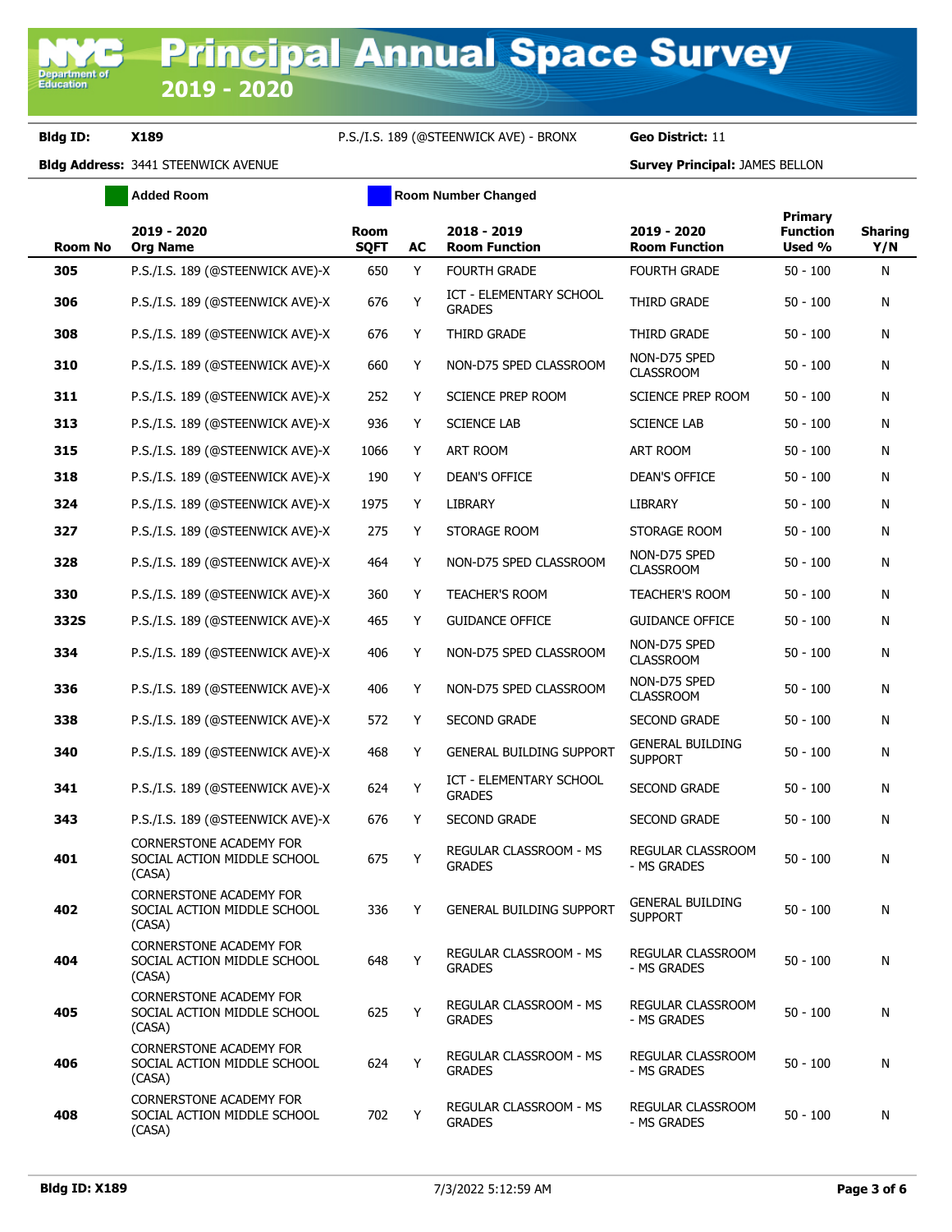# Principal Annual Space Survey 2019 - 2020

**Bldg ID:** X189 P.S./I.S. 189 (@STEENWICK AVE) - BRONX **Geo District:** 11

**Bldg Address:** 3441 STEENWICK AVENUE **Survey Principal:** JAMES BELLON

Added Room | Room Number Changed

| Room No | 2019 - 2020 Org Name | Room SQFT | AC | 2018 - 2019 Room Function | 2019 - 2020 Room Function | Primary Function Used % | Sharing Y/N |
|---|---|---|---|---|---|---|---|
| 305 | P.S./I.S. 189 (@STEENWICK AVE)-X | 650 | Y | FOURTH GRADE | FOURTH GRADE | 50 - 100 | N |
| 306 | P.S./I.S. 189 (@STEENWICK AVE)-X | 676 | Y | ICT - ELEMENTARY SCHOOL GRADES | THIRD GRADE | 50 - 100 | N |
| 308 | P.S./I.S. 189 (@STEENWICK AVE)-X | 676 | Y | THIRD GRADE | THIRD GRADE | 50 - 100 | N |
| 310 | P.S./I.S. 189 (@STEENWICK AVE)-X | 660 | Y | NON-D75 SPED CLASSROOM | NON-D75 SPED CLASSROOM | 50 - 100 | N |
| 311 | P.S./I.S. 189 (@STEENWICK AVE)-X | 252 | Y | SCIENCE PREP ROOM | SCIENCE PREP ROOM | 50 - 100 | N |
| 313 | P.S./I.S. 189 (@STEENWICK AVE)-X | 936 | Y | SCIENCE LAB | SCIENCE LAB | 50 - 100 | N |
| 315 | P.S./I.S. 189 (@STEENWICK AVE)-X | 1066 | Y | ART ROOM | ART ROOM | 50 - 100 | N |
| 318 | P.S./I.S. 189 (@STEENWICK AVE)-X | 190 | Y | DEAN'S OFFICE | DEAN'S OFFICE | 50 - 100 | N |
| 324 | P.S./I.S. 189 (@STEENWICK AVE)-X | 1975 | Y | LIBRARY | LIBRARY | 50 - 100 | N |
| 327 | P.S./I.S. 189 (@STEENWICK AVE)-X | 275 | Y | STORAGE ROOM | STORAGE ROOM | 50 - 100 | N |
| 328 | P.S./I.S. 189 (@STEENWICK AVE)-X | 464 | Y | NON-D75 SPED CLASSROOM | NON-D75 SPED CLASSROOM | 50 - 100 | N |
| 330 | P.S./I.S. 189 (@STEENWICK AVE)-X | 360 | Y | TEACHER'S ROOM | TEACHER'S ROOM | 50 - 100 | N |
| 332S | P.S./I.S. 189 (@STEENWICK AVE)-X | 465 | Y | GUIDANCE OFFICE | GUIDANCE OFFICE | 50 - 100 | N |
| 334 | P.S./I.S. 189 (@STEENWICK AVE)-X | 406 | Y | NON-D75 SPED CLASSROOM | NON-D75 SPED CLASSROOM | 50 - 100 | N |
| 336 | P.S./I.S. 189 (@STEENWICK AVE)-X | 406 | Y | NON-D75 SPED CLASSROOM | NON-D75 SPED CLASSROOM | 50 - 100 | N |
| 338 | P.S./I.S. 189 (@STEENWICK AVE)-X | 572 | Y | SECOND GRADE | SECOND GRADE | 50 - 100 | N |
| 340 | P.S./I.S. 189 (@STEENWICK AVE)-X | 468 | Y | GENERAL BUILDING SUPPORT | GENERAL BUILDING SUPPORT | 50 - 100 | N |
| 341 | P.S./I.S. 189 (@STEENWICK AVE)-X | 624 | Y | ICT - ELEMENTARY SCHOOL GRADES | SECOND GRADE | 50 - 100 | N |
| 343 | P.S./I.S. 189 (@STEENWICK AVE)-X | 676 | Y | SECOND GRADE | SECOND GRADE | 50 - 100 | N |
| 401 | CORNERSTONE ACADEMY FOR SOCIAL ACTION MIDDLE SCHOOL (CASA) | 675 | Y | REGULAR CLASSROOM - MS GRADES | REGULAR CLASSROOM - MS GRADES | 50 - 100 | N |
| 402 | CORNERSTONE ACADEMY FOR SOCIAL ACTION MIDDLE SCHOOL (CASA) | 336 | Y | GENERAL BUILDING SUPPORT | GENERAL BUILDING SUPPORT | 50 - 100 | N |
| 404 | CORNERSTONE ACADEMY FOR SOCIAL ACTION MIDDLE SCHOOL (CASA) | 648 | Y | REGULAR CLASSROOM - MS GRADES | REGULAR CLASSROOM - MS GRADES | 50 - 100 | N |
| 405 | CORNERSTONE ACADEMY FOR SOCIAL ACTION MIDDLE SCHOOL (CASA) | 625 | Y | REGULAR CLASSROOM - MS GRADES | REGULAR CLASSROOM - MS GRADES | 50 - 100 | N |
| 406 | CORNERSTONE ACADEMY FOR SOCIAL ACTION MIDDLE SCHOOL (CASA) | 624 | Y | REGULAR CLASSROOM - MS GRADES | REGULAR CLASSROOM - MS GRADES | 50 - 100 | N |
| 408 | CORNERSTONE ACADEMY FOR SOCIAL ACTION MIDDLE SCHOOL (CASA) | 702 | Y | REGULAR CLASSROOM - MS GRADES | REGULAR CLASSROOM - MS GRADES | 50 - 100 | N |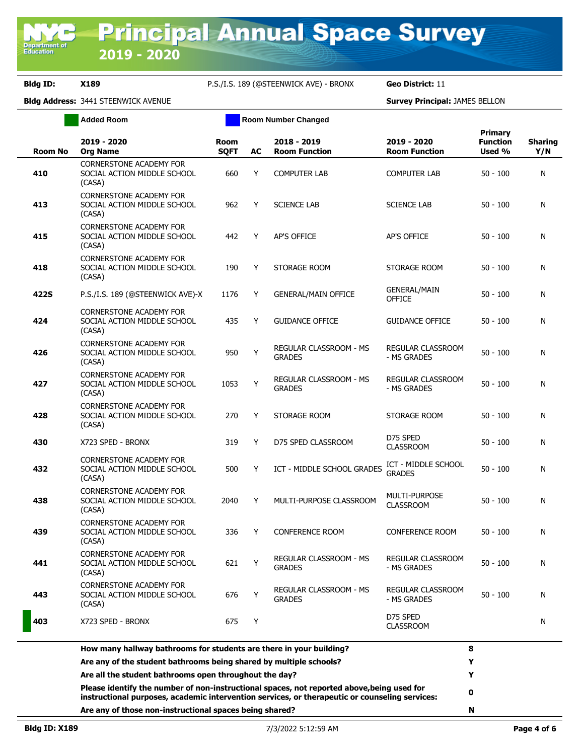# Principal Annual Space Survey 2019 - 2020

**Bldg ID:** X189 P.S./I.S. 189 (@STEENWICK AVE) - BRONX **Geo District:** 11

**Bldg Address:** 3441 STEENWICK AVENUE **Survey Principal:** JAMES BELLON

Added Room | Room Number Changed

| Room No | 2019 - 2020 Org Name | Room SQFT | AC | 2018 - 2019 Room Function | 2019 - 2020 Room Function | Primary Function Used % | Sharing Y/N |
|---|---|---|---|---|---|---|---|
| 410 | CORNERSTONE ACADEMY FOR SOCIAL ACTION MIDDLE SCHOOL (CASA) | 660 | Y | COMPUTER LAB | COMPUTER LAB | 50 - 100 | N |
| 413 | CORNERSTONE ACADEMY FOR SOCIAL ACTION MIDDLE SCHOOL (CASA) | 962 | Y | SCIENCE LAB | SCIENCE LAB | 50 - 100 | N |
| 415 | CORNERSTONE ACADEMY FOR SOCIAL ACTION MIDDLE SCHOOL (CASA) | 442 | Y | AP'S OFFICE | AP'S OFFICE | 50 - 100 | N |
| 418 | CORNERSTONE ACADEMY FOR SOCIAL ACTION MIDDLE SCHOOL (CASA) | 190 | Y | STORAGE ROOM | STORAGE ROOM | 50 - 100 | N |
| 422S | P.S./I.S. 189 (@STEENWICK AVE)-X | 1176 | Y | GENERAL/MAIN OFFICE | GENERAL/MAIN OFFICE | 50 - 100 | N |
| 424 | CORNERSTONE ACADEMY FOR SOCIAL ACTION MIDDLE SCHOOL (CASA) | 435 | Y | GUIDANCE OFFICE | GUIDANCE OFFICE | 50 - 100 | N |
| 426 | CORNERSTONE ACADEMY FOR SOCIAL ACTION MIDDLE SCHOOL (CASA) | 950 | Y | REGULAR CLASSROOM - MS GRADES | REGULAR CLASSROOM - MS GRADES | 50 - 100 | N |
| 427 | CORNERSTONE ACADEMY FOR SOCIAL ACTION MIDDLE SCHOOL (CASA) | 1053 | Y | REGULAR CLASSROOM - MS GRADES | REGULAR CLASSROOM - MS GRADES | 50 - 100 | N |
| 428 | CORNERSTONE ACADEMY FOR SOCIAL ACTION MIDDLE SCHOOL (CASA) | 270 | Y | STORAGE ROOM | STORAGE ROOM | 50 - 100 | N |
| 430 | X723 SPED - BRONX | 319 | Y | D75 SPED CLASSROOM | D75 SPED CLASSROOM | 50 - 100 | N |
| 432 | CORNERSTONE ACADEMY FOR SOCIAL ACTION MIDDLE SCHOOL (CASA) | 500 | Y | ICT - MIDDLE SCHOOL GRADES | ICT - MIDDLE SCHOOL GRADES | 50 - 100 | N |
| 438 | CORNERSTONE ACADEMY FOR SOCIAL ACTION MIDDLE SCHOOL (CASA) | 2040 | Y | MULTI-PURPOSE CLASSROOM | MULTI-PURPOSE CLASSROOM | 50 - 100 | N |
| 439 | CORNERSTONE ACADEMY FOR SOCIAL ACTION MIDDLE SCHOOL (CASA) | 336 | Y | CONFERENCE ROOM | CONFERENCE ROOM | 50 - 100 | N |
| 441 | CORNERSTONE ACADEMY FOR SOCIAL ACTION MIDDLE SCHOOL (CASA) | 621 | Y | REGULAR CLASSROOM - MS GRADES | REGULAR CLASSROOM - MS GRADES | 50 - 100 | N |
| 443 | CORNERSTONE ACADEMY FOR SOCIAL ACTION MIDDLE SCHOOL (CASA) | 676 | Y | REGULAR CLASSROOM - MS GRADES | REGULAR CLASSROOM - MS GRADES | 50 - 100 | N |
| 403 | X723 SPED - BRONX | 675 | Y | | D75 SPED CLASSROOM | | N |

| Question | Answer |
|---|---|
| **How many hallway bathrooms for students are there in your building?** | **8** |
| **Are any of the student bathrooms being shared by multiple schools?** | **Y** |
| **Are all the student bathrooms open throughout the day?** | **Y** |
| **Please identify the number of non-instructional spaces, not reported above,being used for instructional purposes, academic intervention services, or therapeutic or counseling services:** | **0** |
| **Are any of those non-instructional spaces being shared?** | **N** |

**Bldg ID: X189** 7/3/2022 5:12:59 AM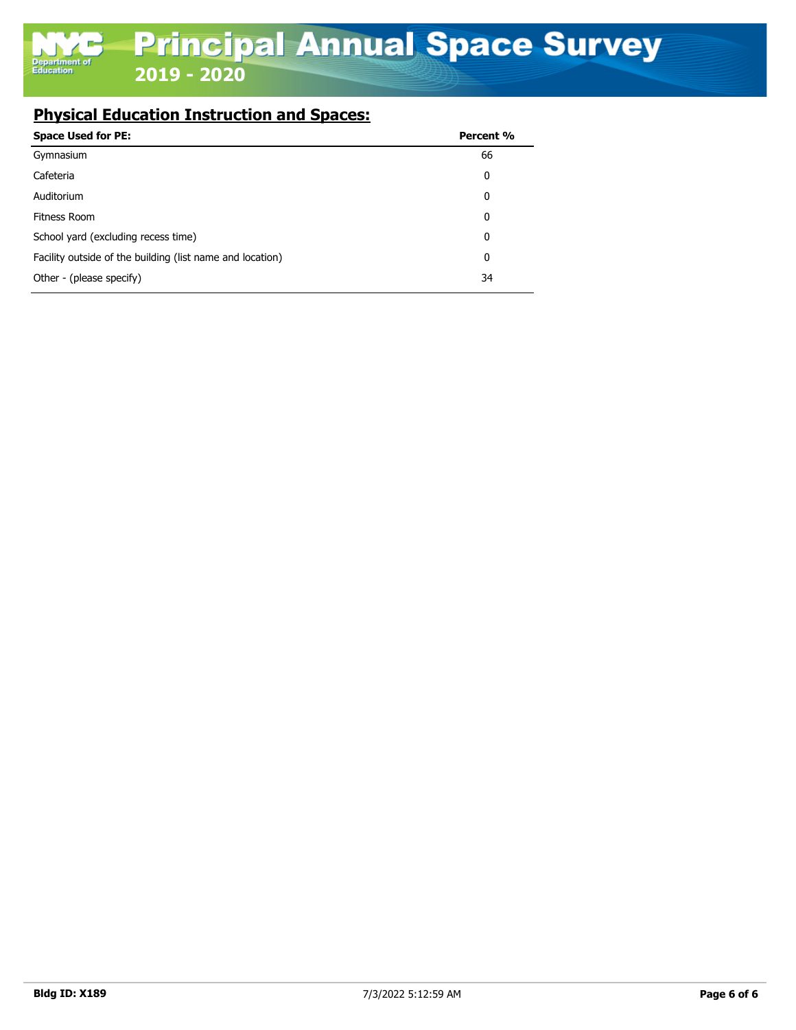## Physical Education Instruction and Spaces:

| Space Used for PE: | Percent % |
|---|---|
| Gymnasium | 66 |
| Cafeteria | 0 |
| Auditorium | 0 |
| Fitness Room | 0 |
| School yard (excluding recess time) | 0 |
| Facility outside of the building (list name and location) | 0 |
| Other - (please specify) | 34 |